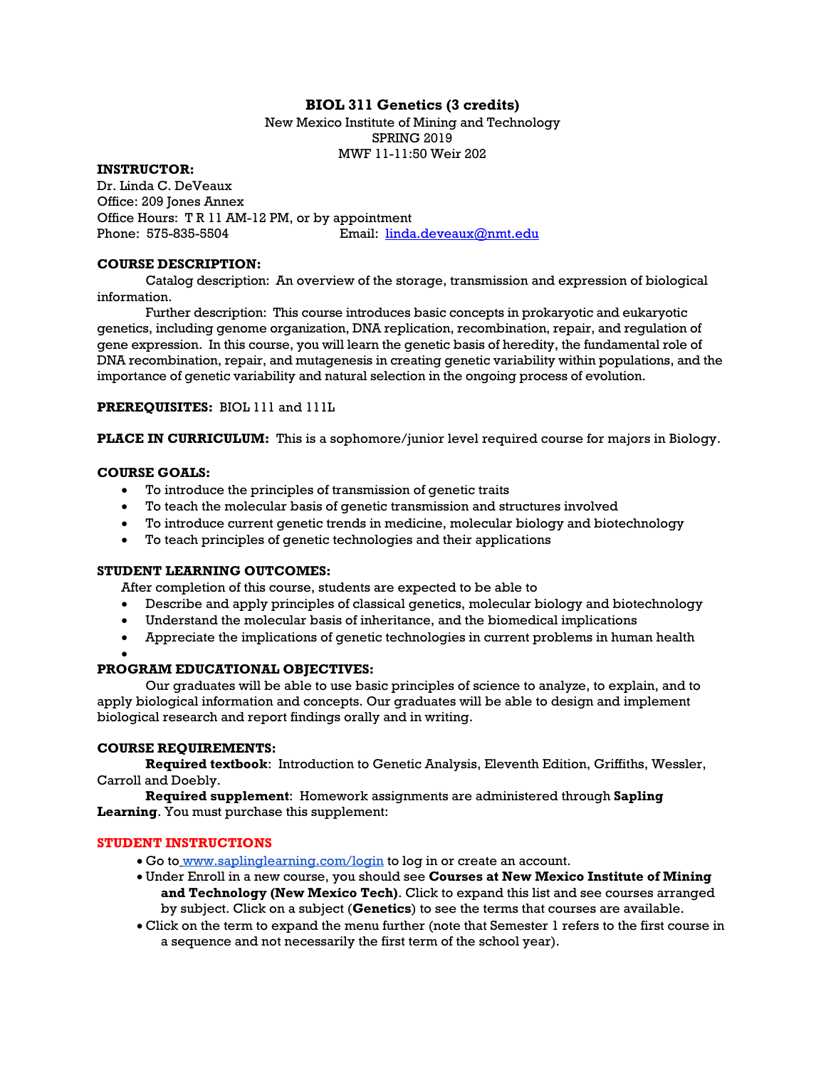# BIOL 311 Genetics (3 credits)

New Mexico Institute of Mining and Technology
SPRING 2019
MWF 11-11:50 Weir 202

**INSTRUCTOR:**
Dr. Linda C. DeVeaux
Office: 209 Jones Annex
Office Hours: T R 11 AM-12 PM, or by appointment
Phone: 575-835-5504 Email: linda.deveaux@nmt.edu

**COURSE DESCRIPTION:**

Catalog description: An overview of the storage, transmission and expression of biological information.

Further description: This course introduces basic concepts in prokaryotic and eukaryotic genetics, including genome organization, DNA replication, recombination, repair, and regulation of gene expression. In this course, you will learn the genetic basis of heredity, the fundamental role of DNA recombination, repair, and mutagenesis in creating genetic variability within populations, and the importance of genetic variability and natural selection in the ongoing process of evolution.

**PREREQUISITES:** BIOL 111 and 111L

**PLACE IN CURRICULUM:** This is a sophomore/junior level required course for majors in Biology.

**COURSE GOALS:**

- To introduce the principles of transmission of genetic traits
- To teach the molecular basis of genetic transmission and structures involved
- To introduce current genetic trends in medicine, molecular biology and biotechnology
- To teach principles of genetic technologies and their applications

**STUDENT LEARNING OUTCOMES:**

After completion of this course, students are expected to be able to

- Describe and apply principles of classical genetics, molecular biology and biotechnology
- Understand the molecular basis of inheritance, and the biomedical implications
- Appreciate the implications of genetic technologies in current problems in human health

**PROGRAM EDUCATIONAL OBJECTIVES:**

Our graduates will be able to use basic principles of science to analyze, to explain, and to apply biological information and concepts. Our graduates will be able to design and implement biological research and report findings orally and in writing.

**COURSE REQUIREMENTS:**

**Required textbook**: Introduction to Genetic Analysis, Eleventh Edition, Griffiths, Wessler, Carroll and Doebly.

**Required supplement**: Homework assignments are administered through **Sapling Learning**. You must purchase this supplement:

**STUDENT INSTRUCTIONS**

- Go to www.saplinglearning.com/login to log in or create an account.
- Under Enroll in a new course, you should see **Courses at New Mexico Institute of Mining and Technology (New Mexico Tech)**. Click to expand this list and see courses arranged by subject. Click on a subject (**Genetics**) to see the terms that courses are available.
- Click on the term to expand the menu further (note that Semester 1 refers to the first course in a sequence and not necessarily the first term of the school year).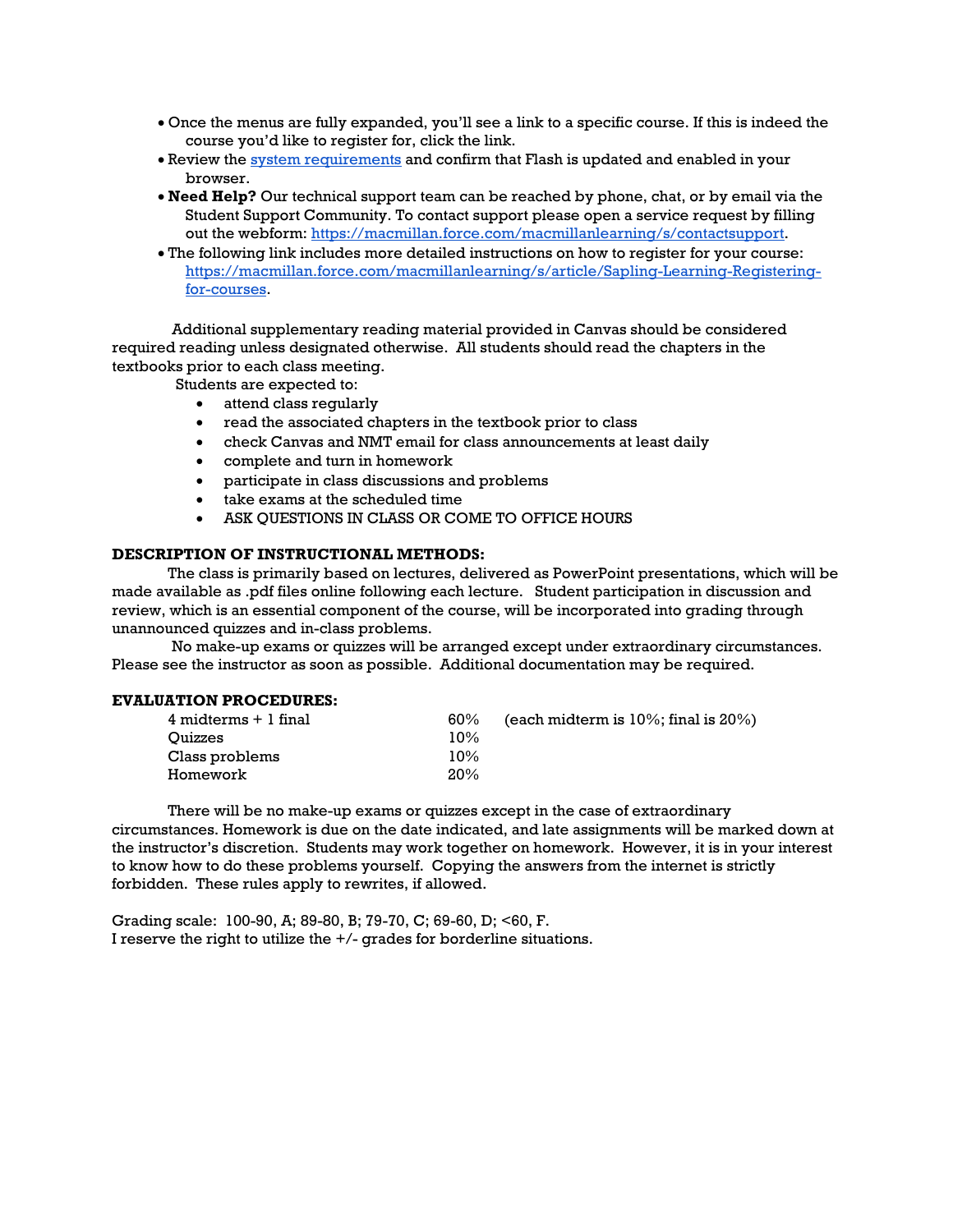- Once the menus are fully expanded, you'll see a link to a specific course. If this is indeed the course you'd like to register for, click the link.
- Review the [system requirements]() and confirm that Flash is updated and enabled in your browser.
- **Need Help?** Our technical support team can be reached by phone, chat, or by email via the Student Support Community. To contact support please open a service request by filling out the webform: [https://macmillan.force.com/macmillanlearning/s/contactsupport](https://macmillan.force.com/macmillanlearning/s/contactsupport).
- The following link includes more detailed instructions on how to register for your course: [https://macmillan.force.com/macmillanlearning/s/article/Sapling-Learning-Registering-for-courses](https://macmillan.force.com/macmillanlearning/s/article/Sapling-Learning-Registering-for-courses).

Additional supplementary reading material provided in Canvas should be considered required reading unless designated otherwise. All students should read the chapters in the textbooks prior to each class meeting.

Students are expected to:

- attend class regularly
- read the associated chapters in the textbook prior to class
- check Canvas and NMT email for class announcements at least daily
- complete and turn in homework
- participate in class discussions and problems
- take exams at the scheduled time
- ASK QUESTIONS IN CLASS OR COME TO OFFICE HOURS

**DESCRIPTION OF INSTRUCTIONAL METHODS:**

The class is primarily based on lectures, delivered as PowerPoint presentations, which will be made available as .pdf files online following each lecture. Student participation in discussion and review, which is an essential component of the course, will be incorporated into grading through unannounced quizzes and in-class problems.

No make-up exams or quizzes will be arranged except under extraordinary circumstances. Please see the instructor as soon as possible. Additional documentation may be required.

**EVALUATION PROCEDURES:**

| | | |
|---|---|---|
| 4 midterms + 1 final | 60% | (each midterm is 10%; final is 20%) |
| Quizzes | 10% | |
| Class problems | 10% | |
| Homework | 20% | |

There will be no make-up exams or quizzes except in the case of extraordinary circumstances. Homework is due on the date indicated, and late assignments will be marked down at the instructor's discretion. Students may work together on homework. However, it is in your interest to know how to do these problems yourself. Copying the answers from the internet is strictly forbidden. These rules apply to rewrites, if allowed.

Grading scale: 100-90, A; 89-80, B; 79-70, C; 69-60, D; <60, F.
I reserve the right to utilize the +/- grades for borderline situations.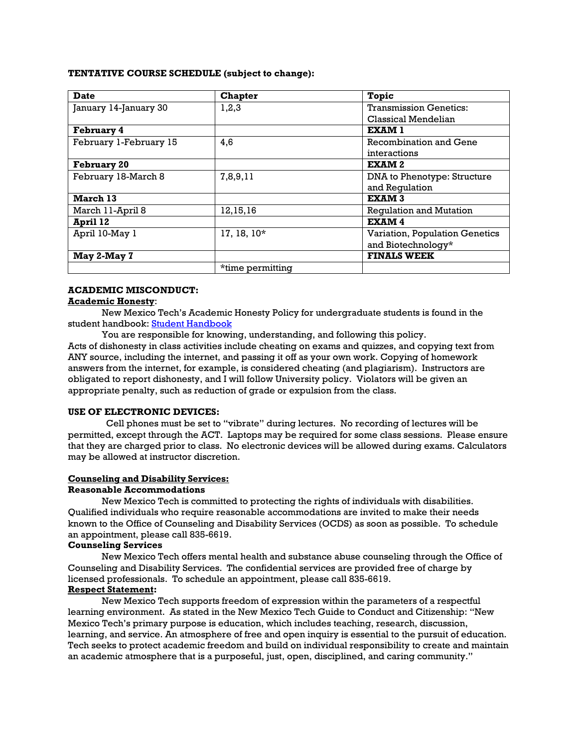**TENTATIVE COURSE SCHEDULE (subject to change):**

| **Date** | **Chapter** | **Topic** |
|---|---|---|
| January 14-January 30 | 1,2,3 | Transmission Genetics: Classical Mendelian |
| **February 4** | | **EXAM 1** |
| February 1-February 15 | 4,6 | Recombination and Gene interactions |
| **February 20** | | **EXAM 2** |
| February 18-March 8 | 7,8,9,11 | DNA to Phenotype: Structure and Regulation |
| **March 13** | | **EXAM 3** |
| March 11-April 8 | 12,15,16 | Regulation and Mutation |
| **April 12** | | **EXAM 4** |
| April 10-May 1 | 17, 18, 10* | Variation, Population Genetics and Biotechnology* |
| **May 2-May 7** | | **FINALS WEEK** |
| | *time permitting | |

**ACADEMIC MISCONDUCT:**

**Academic Honesty**:

New Mexico Tech's Academic Honesty Policy for undergraduate students is found in the student handbook: [Student Handbook]

You are responsible for knowing, understanding, and following this policy. Acts of dishonesty in class activities include cheating on exams and quizzes, and copying text from ANY source, including the internet, and passing it off as your own work. Copying of homework answers from the internet, for example, is considered cheating (and plagiarism). Instructors are obligated to report dishonesty, and I will follow University policy. Violators will be given an appropriate penalty, such as reduction of grade or expulsion from the class.

**USE OF ELECTRONIC DEVICES:**

Cell phones must be set to "vibrate" during lectures. No recording of lectures will be permitted, except through the ACT. Laptops may be required for some class sessions. Please ensure that they are charged prior to class. No electronic devices will be allowed during exams. Calculators may be allowed at instructor discretion.

**Counseling and Disability Services:**

**Reasonable Accommodations**

New Mexico Tech is committed to protecting the rights of individuals with disabilities. Qualified individuals who require reasonable accommodations are invited to make their needs known to the Office of Counseling and Disability Services (OCDS) as soon as possible. To schedule an appointment, please call 835-6619.

**Counseling Services**

New Mexico Tech offers mental health and substance abuse counseling through the Office of Counseling and Disability Services. The confidential services are provided free of charge by licensed professionals. To schedule an appointment, please call 835-6619.

**Respect Statement:**

New Mexico Tech supports freedom of expression within the parameters of a respectful learning environment. As stated in the New Mexico Tech Guide to Conduct and Citizenship: "New Mexico Tech's primary purpose is education, which includes teaching, research, discussion, learning, and service. An atmosphere of free and open inquiry is essential to the pursuit of education. Tech seeks to protect academic freedom and build on individual responsibility to create and maintain an academic atmosphere that is a purposeful, just, open, disciplined, and caring community."